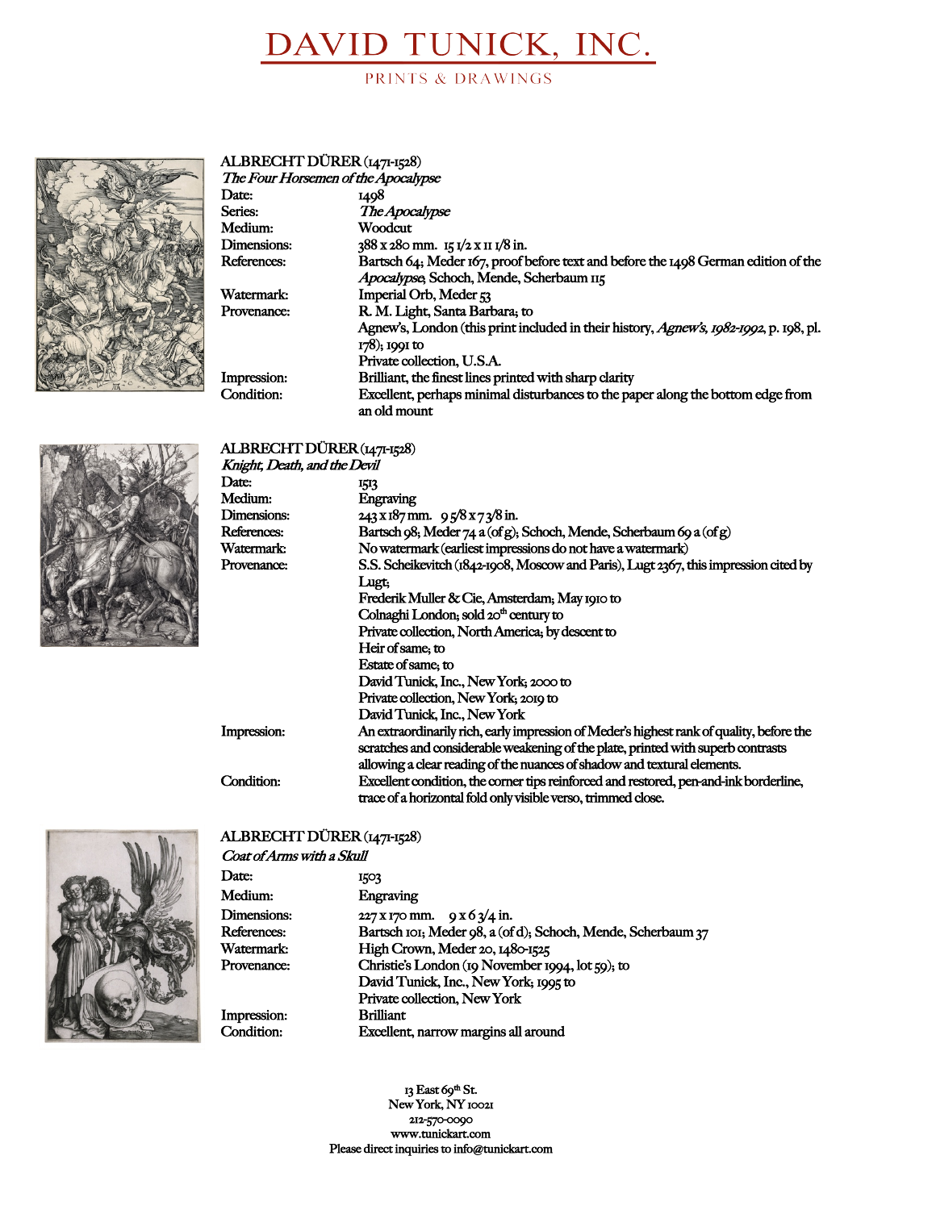# DAVID TUNICK, INC.

PRINTS & DRAWINGS

## ALBRECHT DÜRER (1471-1528)

*The Four Horsemen of the Apocalypse*

| | |
|---|---|
| Date: | 1498 |
| Series: | *The Apocalypse* |
| Medium: | Woodcut |
| Dimensions: | 388 x 280 mm. 15 1/2 x 11 1/8 in. |
| References: | Bartsch 64; Meder 167, proof before text and before the 1498 German edition of the *Apocalypse*; Schoch, Mende, Scherbaum 115 |
| Watermark: | Imperial Orb, Meder 53 |
| Provenance: | R. M. Light, Santa Barbara; to<br>Agnew's, London (this print included in their history, *Agnew's, 1982-1992*, p. 198, pl. 178); 1991 to<br>Private collection, U.S.A. |
| Impression: | Brilliant, the finest lines printed with sharp clarity |
| Condition: | Excellent, perhaps minimal disturbances to the paper along the bottom edge from an old mount |

## ALBRECHT DÜRER (1471-1528)

*Knight, Death, and the Devil*

| | |
|---|---|
| Date: | 1513 |
| Medium: | Engraving |
| Dimensions: | 243 x 187 mm. 9 5/8 x 7 3/8 in. |
| References: | Bartsch 98; Meder 74 a (of g); Schoch, Mende, Scherbaum 69 a (of g) |
| Watermark: | No watermark (earliest impressions do not have a watermark) |
| Provenance: | S.S. Scheikevitch (1842-1908, Moscow and Paris), Lugt 2367, this impression cited by Lugt;<br>Frederik Muller & Cie, Amsterdam; May 1910 to<br>Colnaghi London; sold 20th century to<br>Private collection, North America; by descent to<br>Heir of same; to<br>Estate of same; to<br>David Tunick, Inc., New York; 2000 to<br>Private collection, New York; 2019 to<br>David Tunick, Inc., New York |
| Impression: | An extraordinarily rich, early impression of Meder's highest rank of quality, before the scratches and considerable weakening of the plate, printed with superb contrasts allowing a clear reading of the nuances of shadow and textural elements. |
| Condition: | Excellent condition, the corner tips reinforced and restored, pen-and-ink borderline, trace of a horizontal fold only visible verso, trimmed close. |

## ALBRECHT DÜRER (1471-1528)

*Coat of Arms with a Skull*

| | |
|---|---|
| Date: | 1503 |
| Medium: | Engraving |
| Dimensions: | 227 x 170 mm. 9 x 6 3/4 in. |
| References: | Bartsch 101; Meder 98, a (of d); Schoch, Mende, Scherbaum 37 |
| Watermark: | High Crown, Meder 20, 1480-1525 |
| Provenance: | Christie's London (19 November 1994, lot 59); to<br>David Tunick, Inc., New York; 1995 to<br>Private collection, New York |
| Impression: | Brilliant |
| Condition: | Excellent, narrow margins all around |

13 East 69th St.
New York, NY 10021
212-570-0090
www.tunickart.com
Please direct inquiries to info@tunickart.com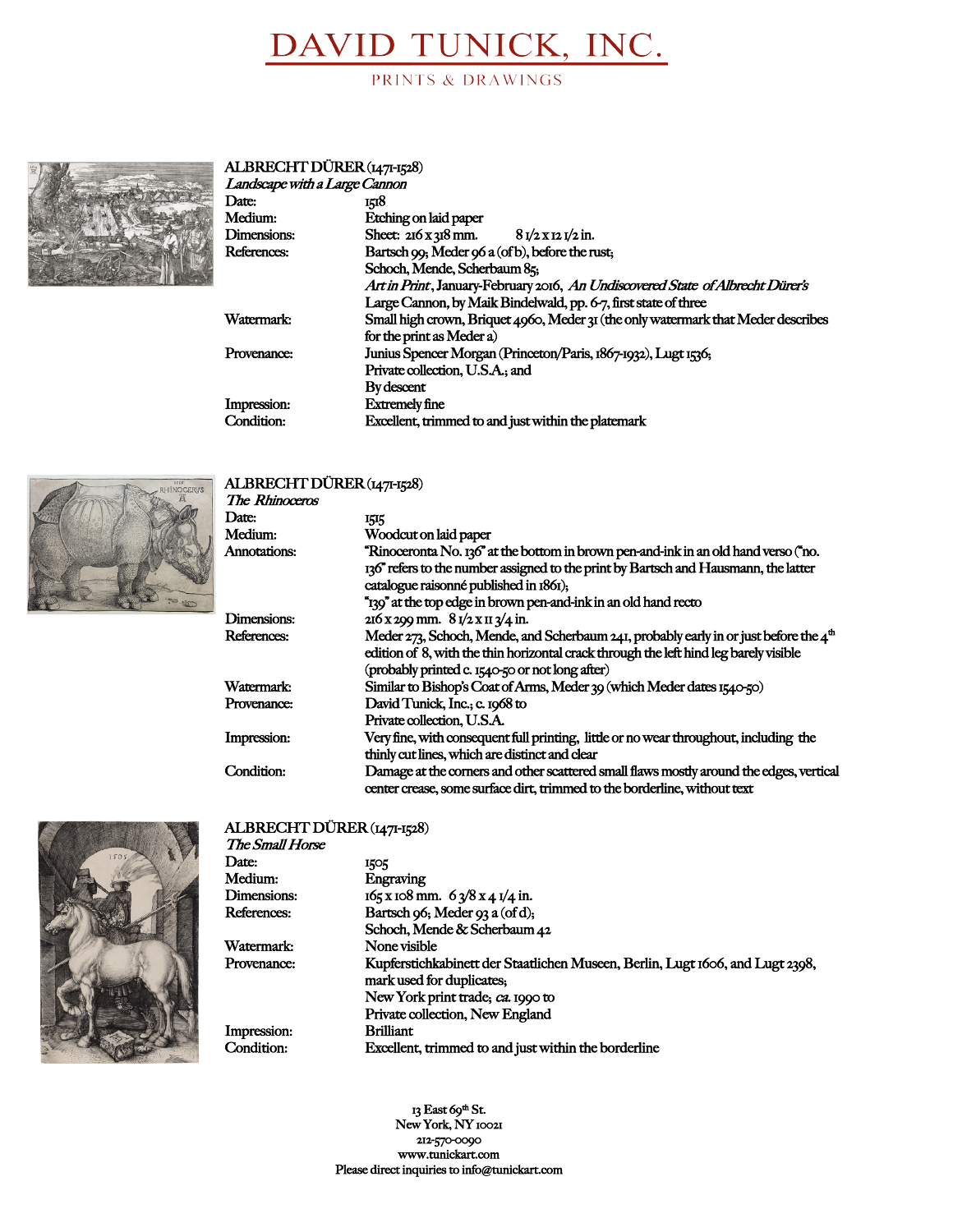# DAVID TUNICK, INC.

PRINTS & DRAWINGS

**ALBRECHT DÜRER** (1471-1528)
*Landscape with a Large Cannon*

| | |
|---|---|
| Date: | 1518 |
| Medium: | Etching on laid paper |
| Dimensions: | Sheet: 216 x 318 mm. 8 1/2 x 12 1/2 in. |
| References: | Bartsch 99; Meder 96 a (of b), before the rust; Schoch, Mende, Scherbaum 85; *Art in Print*, January-February 2016, *An Undiscovered State of Albrecht Dürer's* Large Cannon, by Maik Bindelwald, pp. 6-7, first state of three |
| Watermark: | Small high crown, Briquet 4960, Meder 31 (the only watermark that Meder describes for the print as Meder a) |
| Provenance: | Junius Spencer Morgan (Princeton/Paris, 1867-1932), Lugt 1536; Private collection, U.S.A.; and By descent |
| Impression: | Extremely fine |
| Condition: | Excellent, trimmed to and just within the platemark |

**ALBRECHT DÜRER** (1471-1528)
*The Rhinoceros*

| | |
|---|---|
| Date: | 1515 |
| Medium: | Woodcut on laid paper |
| Annotations: | "Rinoceronta No. 136" at the bottom in brown pen-and-ink in an old hand verso ("no. 136" refers to the number assigned to the print by Bartsch and Hausmann, the latter catalogue raisonné published in 1861); "139" at the top edge in brown pen-and-ink in an old hand recto |
| Dimensions: | 216 x 299 mm. 8 1/2 x 11 3/4 in. |
| References: | Meder 273, Schoch, Mende, and Scherbaum 241, probably early in or just before the 4th edition of 8, with the thin horizontal crack through the left hind leg barely visible (probably printed c. 1540-50 or not long after) |
| Watermark: | Similar to Bishop's Coat of Arms, Meder 39 (which Meder dates 1540-50) |
| Provenance: | David Tunick, Inc.; c. 1968 to Private collection, U.S.A. |
| Impression: | Very fine, with consequent full printing, little or no wear throughout, including the thinly cut lines, which are distinct and clear |
| Condition: | Damage at the corners and other scattered small flaws mostly around the edges, vertical center crease, some surface dirt, trimmed to the borderline, without text |

**ALBRECHT DÜRER** (1471-1528)
*The Small Horse*

| | |
|---|---|
| Date: | 1505 |
| Medium: | Engraving |
| Dimensions: | 165 x 108 mm. 6 3/8 x 4 1/4 in. |
| References: | Bartsch 96; Meder 93 a (of d); Schoch, Mende & Scherbaum 42 |
| Watermark: | None visible |
| Provenance: | Kupferstichkabinett der Staatlichen Museen, Berlin, Lugt 1606, and Lugt 2398, mark used for duplicates; New York print trade; *ca.* 1990 to Private collection, New England |
| Impression: | Brilliant |
| Condition: | Excellent, trimmed to and just within the borderline |

13 East 69th St.
New York, NY 10021
212-570-0090
www.tunickart.com
Please direct inquiries to info@tunickart.com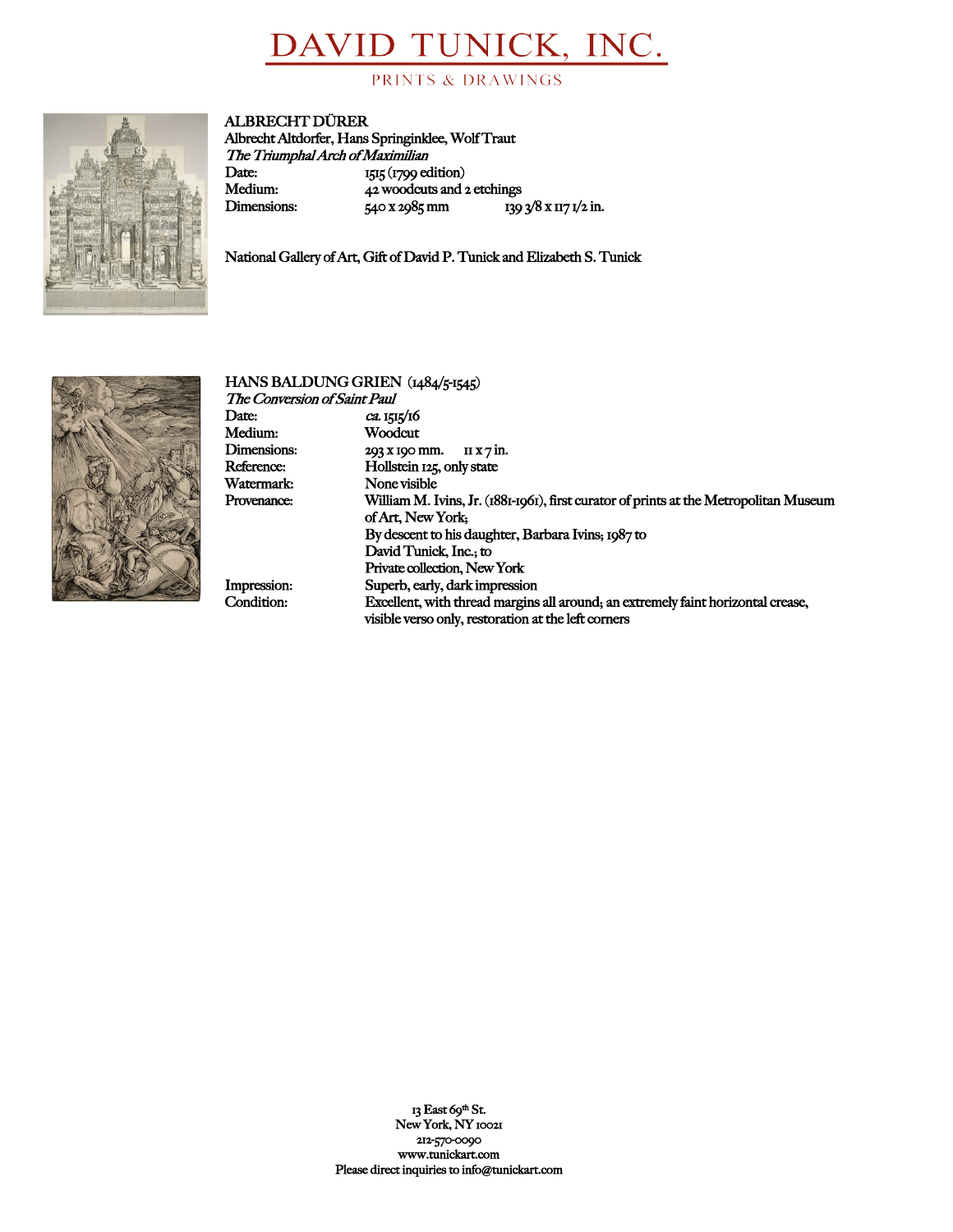# DAVID TUNICK, INC.

PRINTS & DRAWINGS

**ALBRECHT DÜRER**
Albrecht Altdorfer, Hans Springinklee, Wolf Traut
*The Triumphal Arch of Maximilian*

| | | |
|---|---|---|
| Date: | 1515 (1799 edition) | |
| Medium: | 42 woodcuts and 2 etchings | |
| Dimensions: | 540 x 2985 mm | 139 3/8 x 117 1/2 in. |

National Gallery of Art, Gift of David P. Tunick and Elizabeth S. Tunick

**HANS BALDUNG GRIEN** (1484/5-1545)
*The Conversion of Saint Paul*

| | |
|---|---|
| Date: | *ca.* 1515/16 |
| Medium: | Woodcut |
| Dimensions: | 293 x 190 mm. 11 x 7 in. |
| Reference: | Hollstein 125, only state |
| Watermark: | None visible |
| Provenance: | William M. Ivins, Jr. (1881-1961), first curator of prints at the Metropolitan Museum of Art, New York; By descent to his daughter, Barbara Ivins; 1987 to David Tunick, Inc.; to Private collection, New York |
| Impression: | Superb, early, dark impression |
| Condition: | Excellent, with thread margins all around; an extremely faint horizontal crease, visible verso only, restoration at the left corners |

13 East 69th St.
New York, NY 10021
212-570-0090
www.tunickart.com
Please direct inquiries to info@tunickart.com